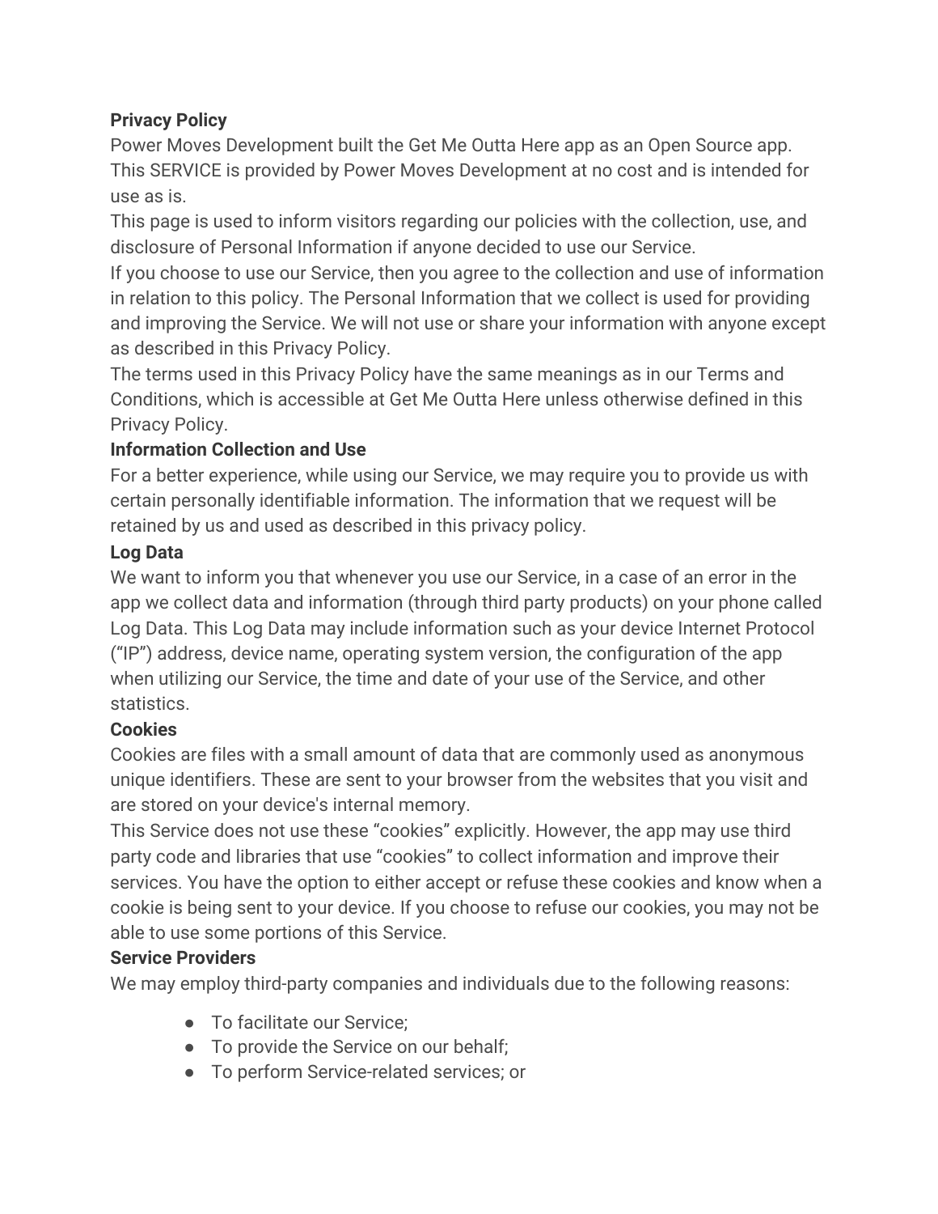**Privacy Policy**

Power Moves Development built the Get Me Outta Here app as an Open Source app. This SERVICE is provided by Power Moves Development at no cost and is intended for use as is.

This page is used to inform visitors regarding our policies with the collection, use, and disclosure of Personal Information if anyone decided to use our Service.

If you choose to use our Service, then you agree to the collection and use of information in relation to this policy. The Personal Information that we collect is used for providing and improving the Service. We will not use or share your information with anyone except as described in this Privacy Policy.

The terms used in this Privacy Policy have the same meanings as in our Terms and Conditions, which is accessible at Get Me Outta Here unless otherwise defined in this Privacy Policy.

**Information Collection and Use**

For a better experience, while using our Service, we may require you to provide us with certain personally identifiable information. The information that we request will be retained by us and used as described in this privacy policy.

**Log Data**

We want to inform you that whenever you use our Service, in a case of an error in the app we collect data and information (through third party products) on your phone called Log Data. This Log Data may include information such as your device Internet Protocol (“IP”) address, device name, operating system version, the configuration of the app when utilizing our Service, the time and date of your use of the Service, and other statistics.

**Cookies**

Cookies are files with a small amount of data that are commonly used as anonymous unique identifiers. These are sent to your browser from the websites that you visit and are stored on your device's internal memory.

This Service does not use these “cookies” explicitly. However, the app may use third party code and libraries that use “cookies” to collect information and improve their services. You have the option to either accept or refuse these cookies and know when a cookie is being sent to your device. If you choose to refuse our cookies, you may not be able to use some portions of this Service.

**Service Providers**

We may employ third-party companies and individuals due to the following reasons:

- To facilitate our Service;
- To provide the Service on our behalf;
- To perform Service-related services; or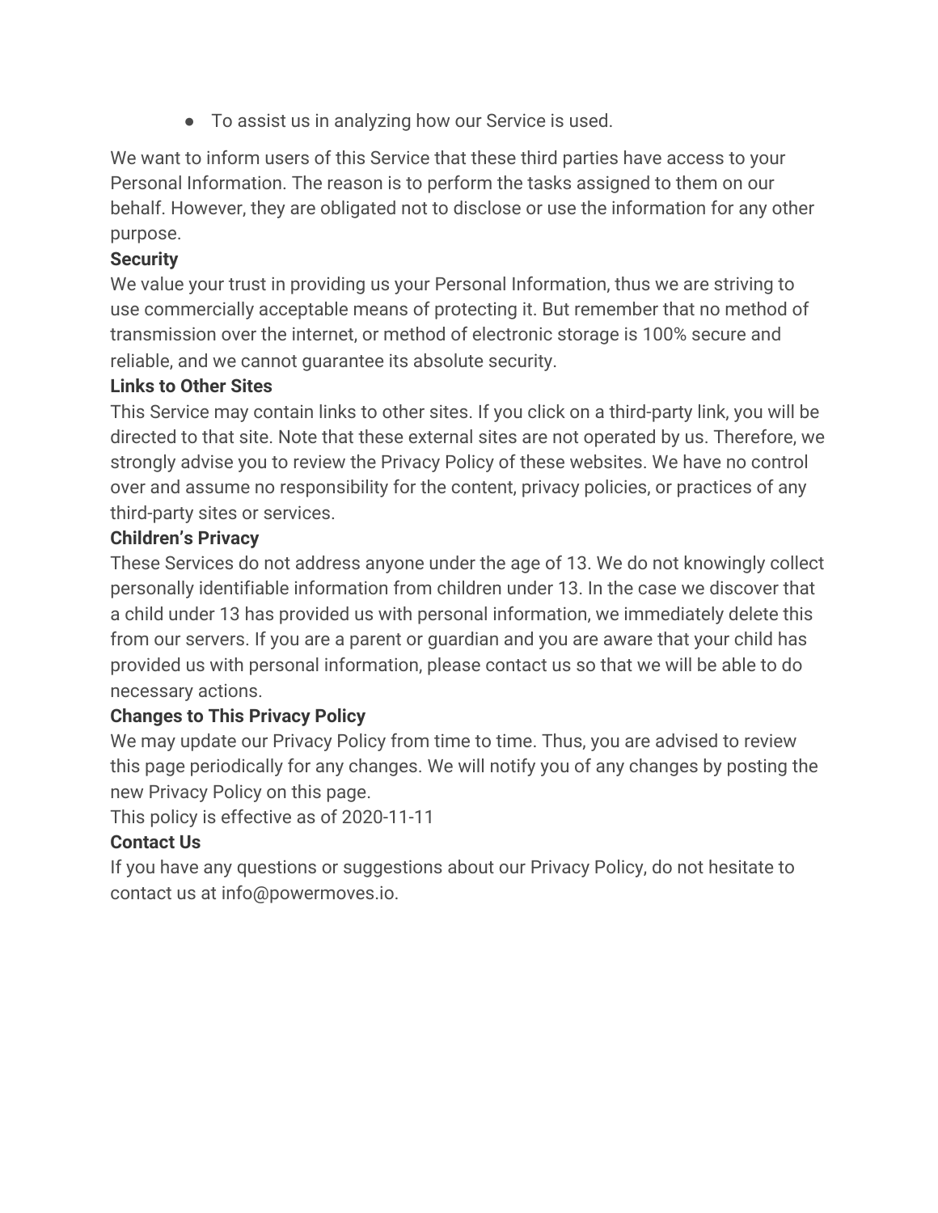- To assist us in analyzing how our Service is used.

We want to inform users of this Service that these third parties have access to your Personal Information. The reason is to perform the tasks assigned to them on our behalf. However, they are obligated not to disclose or use the information for any other purpose.

**Security**

We value your trust in providing us your Personal Information, thus we are striving to use commercially acceptable means of protecting it. But remember that no method of transmission over the internet, or method of electronic storage is 100% secure and reliable, and we cannot guarantee its absolute security.

**Links to Other Sites**

This Service may contain links to other sites. If you click on a third-party link, you will be directed to that site. Note that these external sites are not operated by us. Therefore, we strongly advise you to review the Privacy Policy of these websites. We have no control over and assume no responsibility for the content, privacy policies, or practices of any third-party sites or services.

**Children's Privacy**

These Services do not address anyone under the age of 13. We do not knowingly collect personally identifiable information from children under 13. In the case we discover that a child under 13 has provided us with personal information, we immediately delete this from our servers. If you are a parent or guardian and you are aware that your child has provided us with personal information, please contact us so that we will be able to do necessary actions.

**Changes to This Privacy Policy**

We may update our Privacy Policy from time to time. Thus, you are advised to review this page periodically for any changes. We will notify you of any changes by posting the new Privacy Policy on this page.

This policy is effective as of 2020-11-11

**Contact Us**

If you have any questions or suggestions about our Privacy Policy, do not hesitate to contact us at info@powermoves.io.